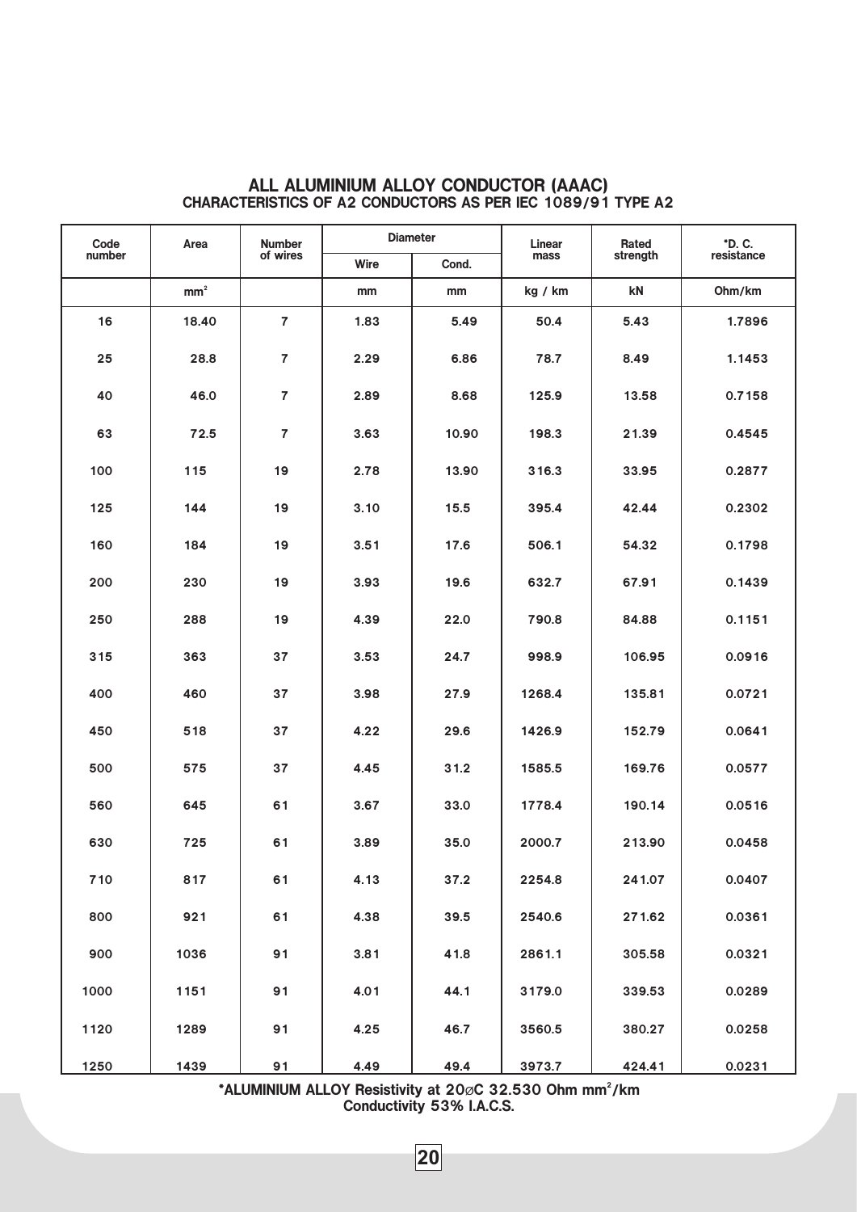## ALL ALUMINIUM ALLOY CONDUCTOR (AAAC)

### CHARACTERISTICS OF A2 CONDUCTORS AS PER IEC 1089/91 TYPE A2

| Code number | Area | Number of wires | Diameter | | Linear mass | Rated strength | *D. C. resistance |
|---|---|---|---|---|---|---|---|
| | | | Wire | Cond. | | | |
| | mm² | | mm | mm | kg / km | kN | Ohm/km |
| 16 | 18.40 | 7 | 1.83 | 5.49 | 50.4 | 5.43 | 1.7896 |
| 25 | 28.8 | 7 | 2.29 | 6.86 | 78.7 | 8.49 | 1.1453 |
| 40 | 46.0 | 7 | 2.89 | 8.68 | 125.9 | 13.58 | 0.7158 |
| 63 | 72.5 | 7 | 3.63 | 10.90 | 198.3 | 21.39 | 0.4545 |
| 100 | 115 | 19 | 2.78 | 13.90 | 316.3 | 33.95 | 0.2877 |
| 125 | 144 | 19 | 3.10 | 15.5 | 395.4 | 42.44 | 0.2302 |
| 160 | 184 | 19 | 3.51 | 17.6 | 506.1 | 54.32 | 0.1798 |
| 200 | 230 | 19 | 3.93 | 19.6 | 632.7 | 67.91 | 0.1439 |
| 250 | 288 | 19 | 4.39 | 22.0 | 790.8 | 84.88 | 0.1151 |
| 315 | 363 | 37 | 3.53 | 24.7 | 998.9 | 106.95 | 0.0916 |
| 400 | 460 | 37 | 3.98 | 27.9 | 1268.4 | 135.81 | 0.0721 |
| 450 | 518 | 37 | 4.22 | 29.6 | 1426.9 | 152.79 | 0.0641 |
| 500 | 575 | 37 | 4.45 | 31.2 | 1585.5 | 169.76 | 0.0577 |
| 560 | 645 | 61 | 3.67 | 33.0 | 1778.4 | 190.14 | 0.0516 |
| 630 | 725 | 61 | 3.89 | 35.0 | 2000.7 | 213.90 | 0.0458 |
| 710 | 817 | 61 | 4.13 | 37.2 | 2254.8 | 241.07 | 0.0407 |
| 800 | 921 | 61 | 4.38 | 39.5 | 2540.6 | 271.62 | 0.0361 |
| 900 | 1036 | 91 | 3.81 | 41.8 | 2861.1 | 305.58 | 0.0321 |
| 1000 | 1151 | 91 | 4.01 | 44.1 | 3179.0 | 339.53 | 0.0289 |
| 1120 | 1289 | 91 | 4.25 | 46.7 | 3560.5 | 380.27 | 0.0258 |
| 1250 | 1439 | 91 | 4.49 | 49.4 | 3973.7 | 424.41 | 0.0231 |

**\*ALUMINIUM ALLOY Resistivity at 20⌀C 32.530 Ohm mm²/km**
**Conductivity 53% I.A.C.S.**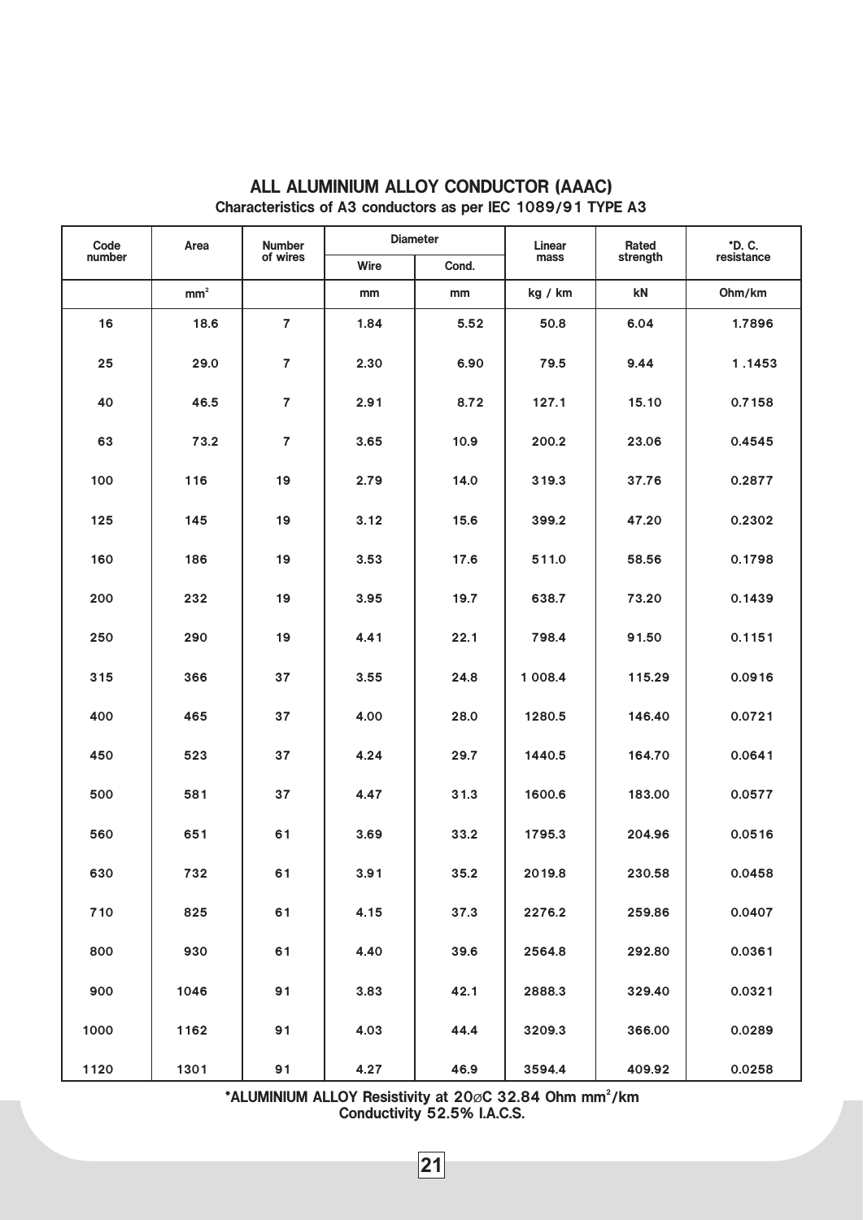## ALL ALUMINIUM ALLOY CONDUCTOR (AAAC)

### Characteristics of A3 conductors as per IEC 1089/91 TYPE A3

| Code number | Area | Number of wires | Diameter | | Linear mass | Rated strength | *D. C. resistance |
|---|---|---|---|---|---|---|---|
| | | | Wire | Cond. | | | |
| | mm$^2$ | | mm | mm | kg / km | kN | Ohm/km |
| 16 | 18.6 | 7 | 1.84 | 5.52 | 50.8 | 6.04 | 1.7896 |
| 25 | 29.0 | 7 | 2.30 | 6.90 | 79.5 | 9.44 | 1 .1453 |
| 40 | 46.5 | 7 | 2.91 | 8.72 | 127.1 | 15.10 | 0.7158 |
| 63 | 73.2 | 7 | 3.65 | 10.9 | 200.2 | 23.06 | 0.4545 |
| 100 | 116 | 19 | 2.79 | 14.0 | 319.3 | 37.76 | 0.2877 |
| 125 | 145 | 19 | 3.12 | 15.6 | 399.2 | 47.20 | 0.2302 |
| 160 | 186 | 19 | 3.53 | 17.6 | 511.0 | 58.56 | 0.1798 |
| 200 | 232 | 19 | 3.95 | 19.7 | 638.7 | 73.20 | 0.1439 |
| 250 | 290 | 19 | 4.41 | 22.1 | 798.4 | 91.50 | 0.1151 |
| 315 | 366 | 37 | 3.55 | 24.8 | 1 008.4 | 115.29 | 0.0916 |
| 400 | 465 | 37 | 4.00 | 28.0 | 1280.5 | 146.40 | 0.0721 |
| 450 | 523 | 37 | 4.24 | 29.7 | 1440.5 | 164.70 | 0.0641 |
| 500 | 581 | 37 | 4.47 | 31.3 | 1600.6 | 183.00 | 0.0577 |
| 560 | 651 | 61 | 3.69 | 33.2 | 1795.3 | 204.96 | 0.0516 |
| 630 | 732 | 61 | 3.91 | 35.2 | 2019.8 | 230.58 | 0.0458 |
| 710 | 825 | 61 | 4.15 | 37.3 | 2276.2 | 259.86 | 0.0407 |
| 800 | 930 | 61 | 4.40 | 39.6 | 2564.8 | 292.80 | 0.0361 |
| 900 | 1046 | 91 | 3.83 | 42.1 | 2888.3 | 329.40 | 0.0321 |
| 1000 | 1162 | 91 | 4.03 | 44.4 | 3209.3 | 366.00 | 0.0289 |
| 1120 | 1301 | 91 | 4.27 | 46.9 | 3594.4 | 409.92 | 0.0258 |

**\*ALUMINIUM ALLOY Resistivity at 20⌀C 32.84 Ohm mm$^2$/km**
**Conductivity 52.5% I.A.C.S.**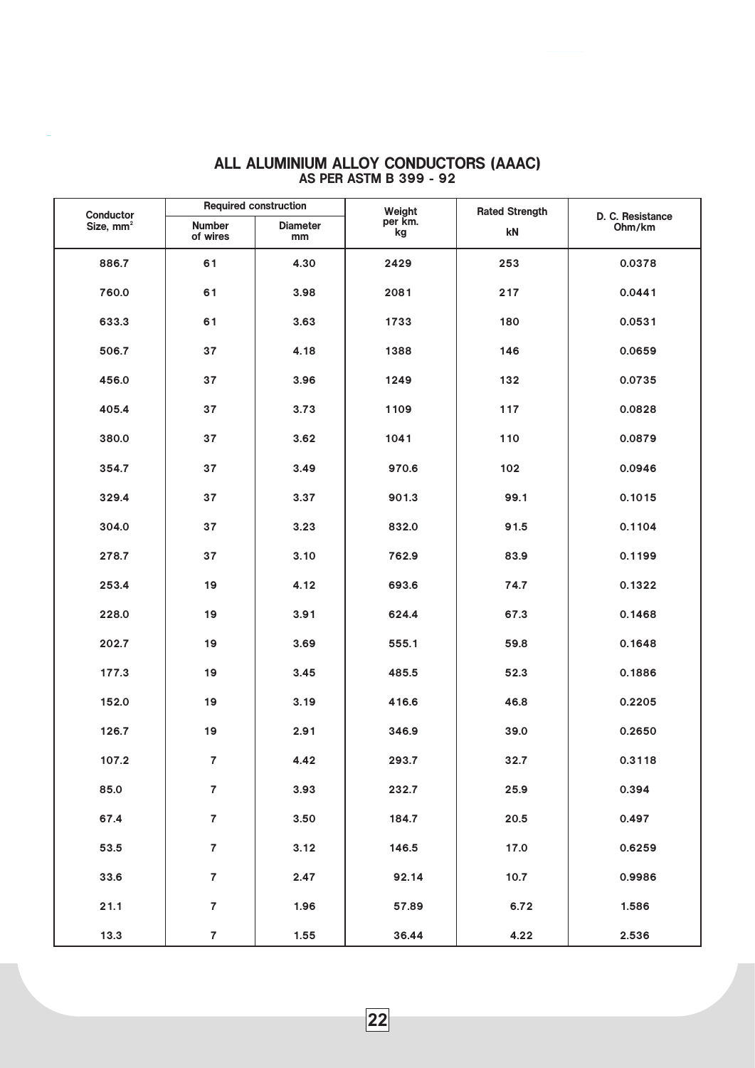# ALL ALUMINIUM ALLOY CONDUCTORS (AAAC)

## AS PER ASTM B 399 - 92

| Conductor Size, $mm^2$ | Required construction | | Weight per km. kg | Rated Strength kN | D. C. Resistance Ohm/km |
|---|---|---|---|---|---|
| | Number of wires | Diameter mm | | | |
| 886.7 | 61 | 4.30 | 2429 | 253 | 0.0378 |
| 760.0 | 61 | 3.98 | 2081 | 217 | 0.0441 |
| 633.3 | 61 | 3.63 | 1733 | 180 | 0.0531 |
| 506.7 | 37 | 4.18 | 1388 | 146 | 0.0659 |
| 456.0 | 37 | 3.96 | 1249 | 132 | 0.0735 |
| 405.4 | 37 | 3.73 | 1109 | 117 | 0.0828 |
| 380.0 | 37 | 3.62 | 1041 | 110 | 0.0879 |
| 354.7 | 37 | 3.49 | 970.6 | 102 | 0.0946 |
| 329.4 | 37 | 3.37 | 901.3 | 99.1 | 0.1015 |
| 304.0 | 37 | 3.23 | 832.0 | 91.5 | 0.1104 |
| 278.7 | 37 | 3.10 | 762.9 | 83.9 | 0.1199 |
| 253.4 | 19 | 4.12 | 693.6 | 74.7 | 0.1322 |
| 228.0 | 19 | 3.91 | 624.4 | 67.3 | 0.1468 |
| 202.7 | 19 | 3.69 | 555.1 | 59.8 | 0.1648 |
| 177.3 | 19 | 3.45 | 485.5 | 52.3 | 0.1886 |
| 152.0 | 19 | 3.19 | 416.6 | 46.8 | 0.2205 |
| 126.7 | 19 | 2.91 | 346.9 | 39.0 | 0.2650 |
| 107.2 | 7 | 4.42 | 293.7 | 32.7 | 0.3118 |
| 85.0 | 7 | 3.93 | 232.7 | 25.9 | 0.394 |
| 67.4 | 7 | 3.50 | 184.7 | 20.5 | 0.497 |
| 53.5 | 7 | 3.12 | 146.5 | 17.0 | 0.6259 |
| 33.6 | 7 | 2.47 | 92.14 | 10.7 | 0.9986 |
| 21.1 | 7 | 1.96 | 57.89 | 6.72 | 1.586 |
| 13.3 | 7 | 1.55 | 36.44 | 4.22 | 2.536 |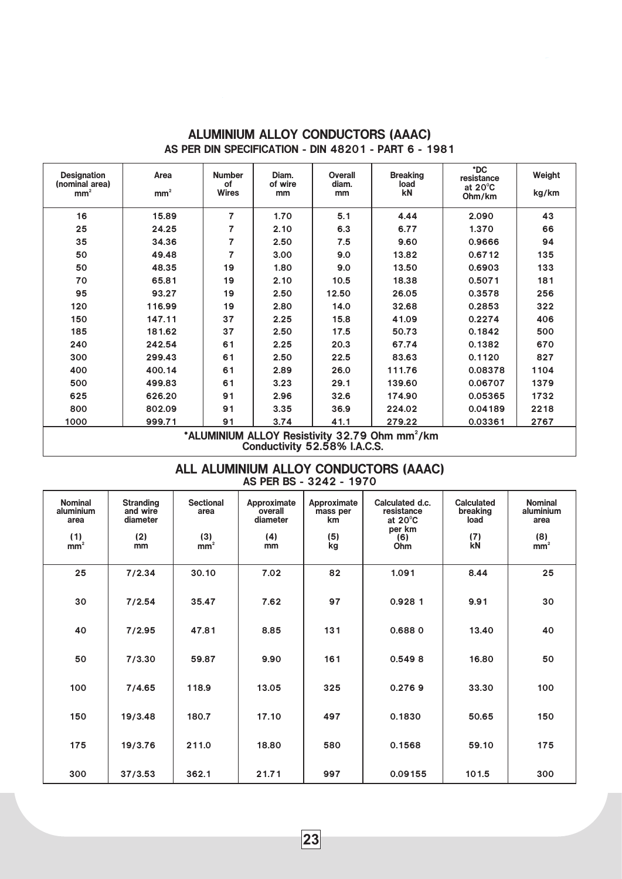## ALUMINIUM ALLOY CONDUCTORS (AAAC)

### AS PER DIN SPECIFICATION - DIN 48201 - PART 6 - 1981

| Designation (nominal area) $mm^2$ | Area $mm^2$ | Number of Wires | Diam. of wire mm | Overall diam. mm | Breaking load kN | *DC resistance at 20°C Ohm/km | Weight kg/km |
|---|---|---|---|---|---|---|---|
| 16 | 15.89 | 7 | 1.70 | 5.1 | 4.44 | 2.090 | 43 |
| 25 | 24.25 | 7 | 2.10 | 6.3 | 6.77 | 1.370 | 66 |
| 35 | 34.36 | 7 | 2.50 | 7.5 | 9.60 | 0.9666 | 94 |
| 50 | 49.48 | 7 | 3.00 | 9.0 | 13.82 | 0.6712 | 135 |
| 50 | 48.35 | 19 | 1.80 | 9.0 | 13.50 | 0.6903 | 133 |
| 70 | 65.81 | 19 | 2.10 | 10.5 | 18.38 | 0.5071 | 181 |
| 95 | 93.27 | 19 | 2.50 | 12.50 | 26.05 | 0.3578 | 256 |
| 120 | 116.99 | 19 | 2.80 | 14.0 | 32.68 | 0.2853 | 322 |
| 150 | 147.11 | 37 | 2.25 | 15.8 | 41.09 | 0.2274 | 406 |
| 185 | 181.62 | 37 | 2.50 | 17.5 | 50.73 | 0.1842 | 500 |
| 240 | 242.54 | 61 | 2.25 | 20.3 | 67.74 | 0.1382 | 670 |
| 300 | 299.43 | 61 | 2.50 | 22.5 | 83.63 | 0.1120 | 827 |
| 400 | 400.14 | 61 | 2.89 | 26.0 | 111.76 | 0.08378 | 1104 |
| 500 | 499.83 | 61 | 3.23 | 29.1 | 139.60 | 0.06707 | 1379 |
| 625 | 626.20 | 91 | 2.96 | 32.6 | 174.90 | 0.05365 | 1732 |
| 800 | 802.09 | 91 | 3.35 | 36.9 | 224.02 | 0.04189 | 2218 |
| 1000 | 999.71 | 91 | 3.74 | 41.1 | 279.22 | 0.03361 | 2767 |

*ALUMINIUM ALLOY Resistivity 32.79 Ohm $mm^2$/km
Conductivity 52.58% I.A.C.S.

## ALL ALUMINIUM ALLOY CONDUCTORS (AAAC)

### AS PER BS - 3242 - 1970

| Nominal aluminium area (1) $mm^2$ | Stranding and wire diameter (2) mm | Sectional area (3) $mm^2$ | Approximate overall diameter (4) mm | Approximate mass per km (5) kg | Calculated d.c. resistance at 20°C per km (6) Ohm | Calculated breaking load (7) kN | Nominal aluminium area (8) $mm^2$ |
|---|---|---|---|---|---|---|---|
| 25 | 7/2.34 | 30.10 | 7.02 | 82 | 1.091 | 8.44 | 25 |
| 30 | 7/2.54 | 35.47 | 7.62 | 97 | 0.928 1 | 9.91 | 30 |
| 40 | 7/2.95 | 47.81 | 8.85 | 131 | 0.688 0 | 13.40 | 40 |
| 50 | 7/3.30 | 59.87 | 9.90 | 161 | 0.549 8 | 16.80 | 50 |
| 100 | 7/4.65 | 118.9 | 13.05 | 325 | 0.276 9 | 33.30 | 100 |
| 150 | 19/3.48 | 180.7 | 17.10 | 497 | 0.1830 | 50.65 | 150 |
| 175 | 19/3.76 | 211.0 | 18.80 | 580 | 0.1568 | 59.10 | 175 |
| 300 | 37/3.53 | 362.1 | 21.71 | 997 | 0.09155 | 101.5 | 300 |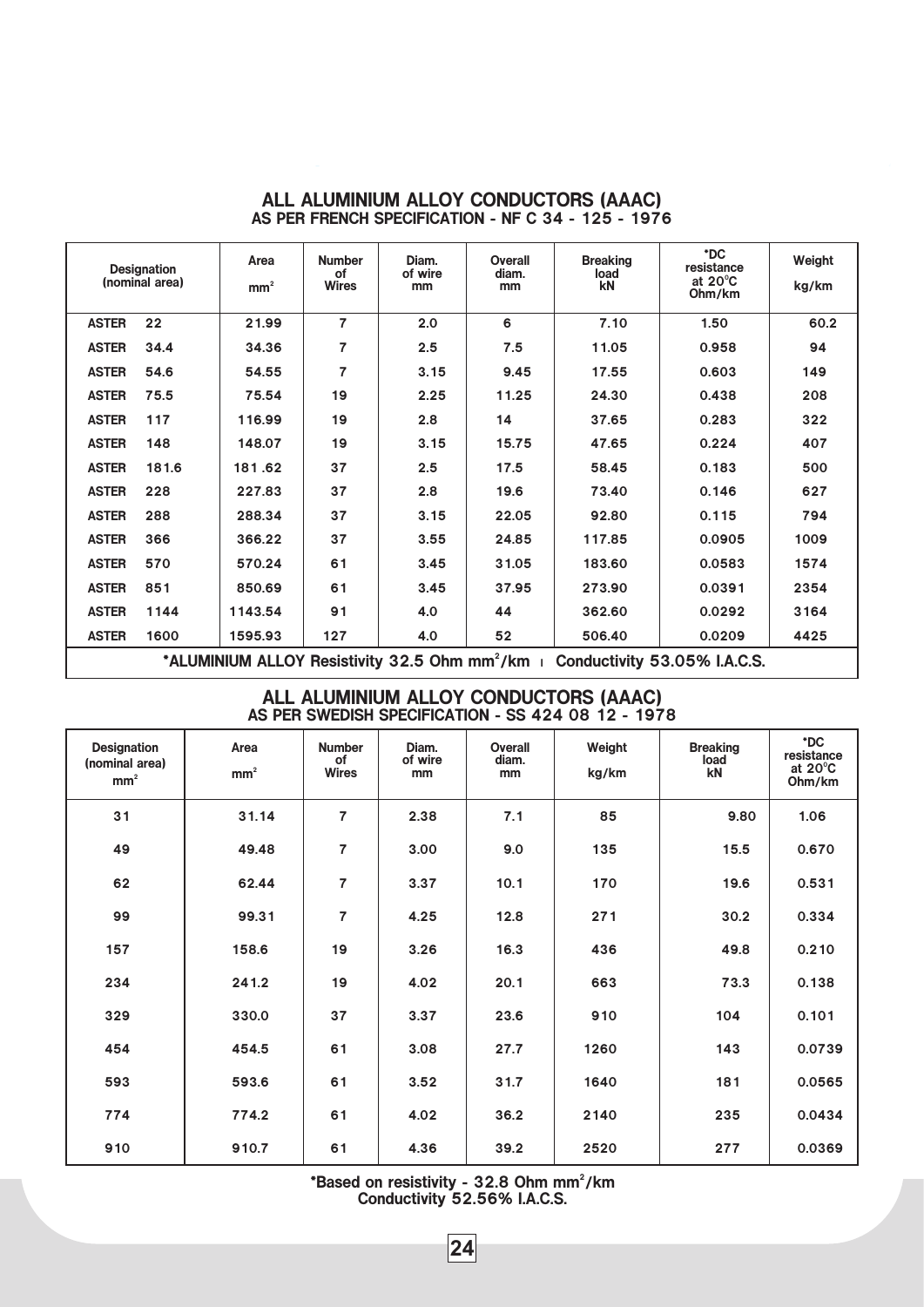## ALL ALUMINIUM ALLOY CONDUCTORS (AAAC)
### AS PER FRENCH SPECIFICATION - NF C 34 - 125 - 1976

| Designation (nominal area) | | Area $mm^2$ | Number of Wires | Diam. of wire mm | Overall diam. mm | Breaking load kN | *DC resistance at 20°C Ohm/km | Weight kg/km |
|---|---|---|---|---|---|---|---|---|
| ASTER | 22 | 21.99 | 7 | 2.0 | 6 | 7.10 | 1.50 | 60.2 |
| ASTER | 34.4 | 34.36 | 7 | 2.5 | 7.5 | 11.05 | 0.958 | 94 |
| ASTER | 54.6 | 54.55 | 7 | 3.15 | 9.45 | 17.55 | 0.603 | 149 |
| ASTER | 75.5 | 75.54 | 19 | 2.25 | 11.25 | 24.30 | 0.438 | 208 |
| ASTER | 117 | 116.99 | 19 | 2.8 | 14 | 37.65 | 0.283 | 322 |
| ASTER | 148 | 148.07 | 19 | 3.15 | 15.75 | 47.65 | 0.224 | 407 |
| ASTER | 181.6 | 181 .62 | 37 | 2.5 | 17.5 | 58.45 | 0.183 | 500 |
| ASTER | 228 | 227.83 | 37 | 2.8 | 19.6 | 73.40 | 0.146 | 627 |
| ASTER | 288 | 288.34 | 37 | 3.15 | 22.05 | 92.80 | 0.115 | 794 |
| ASTER | 366 | 366.22 | 37 | 3.55 | 24.85 | 117.85 | 0.0905 | 1009 |
| ASTER | 570 | 570.24 | 61 | 3.45 | 31.05 | 183.60 | 0.0583 | 1574 |
| ASTER | 851 | 850.69 | 61 | 3.45 | 37.95 | 273.90 | 0.0391 | 2354 |
| ASTER | 1144 | 1143.54 | 91 | 4.0 | 44 | 362.60 | 0.0292 | 3164 |
| ASTER | 1600 | 1595.93 | 127 | 4.0 | 52 | 506.40 | 0.0209 | 4425 |

*ALUMINIUM ALLOY Resistivity 32.5 Ohm $mm^2$/km | Conductivity 53.05% I.A.C.S.

## ALL ALUMINIUM ALLOY CONDUCTORS (AAAC)
### AS PER SWEDISH SPECIFICATION - SS 424 08 12 - 1978

| Designation (nominal area) $mm^2$ | Area $mm^2$ | Number of Wires | Diam. of wire mm | Overall diam. mm | Weight kg/km | Breaking load kN | *DC resistance at 20°C Ohm/km |
|---|---|---|---|---|---|---|---|
| 31 | 31.14 | 7 | 2.38 | 7.1 | 85 | 9.80 | 1.06 |
| 49 | 49.48 | 7 | 3.00 | 9.0 | 135 | 15.5 | 0.670 |
| 62 | 62.44 | 7 | 3.37 | 10.1 | 170 | 19.6 | 0.531 |
| 99 | 99.31 | 7 | 4.25 | 12.8 | 271 | 30.2 | 0.334 |
| 157 | 158.6 | 19 | 3.26 | 16.3 | 436 | 49.8 | 0.210 |
| 234 | 241.2 | 19 | 4.02 | 20.1 | 663 | 73.3 | 0.138 |
| 329 | 330.0 | 37 | 3.37 | 23.6 | 910 | 104 | 0.101 |
| 454 | 454.5 | 61 | 3.08 | 27.7 | 1260 | 143 | 0.0739 |
| 593 | 593.6 | 61 | 3.52 | 31.7 | 1640 | 181 | 0.0565 |
| 774 | 774.2 | 61 | 4.02 | 36.2 | 2140 | 235 | 0.0434 |
| 910 | 910.7 | 61 | 4.36 | 39.2 | 2520 | 277 | 0.0369 |

*Based on resistivity - 32.8 Ohm $mm^2$/km
Conductivity 52.56% I.A.C.S.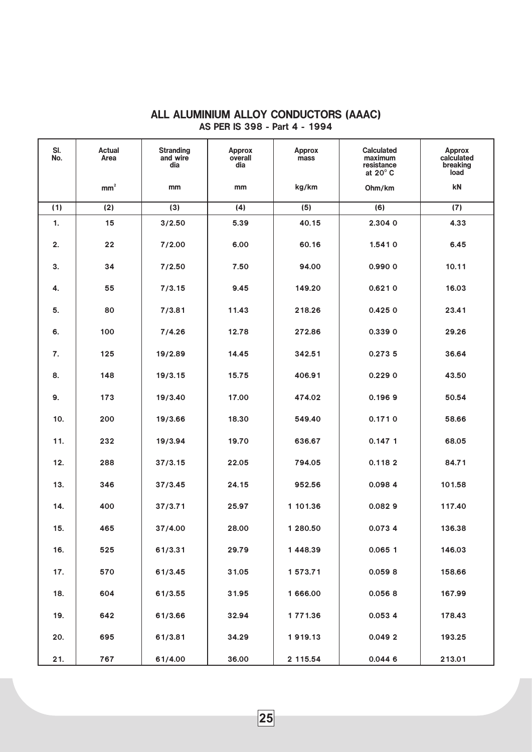# ALL ALUMINIUM ALLOY CONDUCTORS (AAAC)

## AS PER IS 398 - Part 4 - 1994

| Sl. No. | Actual Area $mm^2$ | Stranding and wire dia mm | Approx overall dia mm | Approx mass kg/km | Calculated maximum resistance at 20° C Ohm/km | Approx calculated breaking load kN |
|---|---|---|---|---|---|---|
| (1) | (2) | (3) | (4) | (5) | (6) | (7) |
| 1. | 15 | 3/2.50 | 5.39 | 40.15 | 2.304 0 | 4.33 |
| 2. | 22 | 7/2.00 | 6.00 | 60.16 | 1.541 0 | 6.45 |
| 3. | 34 | 7/2.50 | 7.50 | 94.00 | 0.990 0 | 10.11 |
| 4. | 55 | 7/3.15 | 9.45 | 149.20 | 0.621 0 | 16.03 |
| 5. | 80 | 7/3.81 | 11.43 | 218.26 | 0.425 0 | 23.41 |
| 6. | 100 | 7/4.26 | 12.78 | 272.86 | 0.339 0 | 29.26 |
| 7. | 125 | 19/2.89 | 14.45 | 342.51 | 0.273 5 | 36.64 |
| 8. | 148 | 19/3.15 | 15.75 | 406.91 | 0.229 0 | 43.50 |
| 9. | 173 | 19/3.40 | 17.00 | 474.02 | 0.196 9 | 50.54 |
| 10. | 200 | 19/3.66 | 18.30 | 549.40 | 0.171 0 | 58.66 |
| 11. | 232 | 19/3.94 | 19.70 | 636.67 | 0.147 1 | 68.05 |
| 12. | 288 | 37/3.15 | 22.05 | 794.05 | 0.118 2 | 84.71 |
| 13. | 346 | 37/3.45 | 24.15 | 952.56 | 0.098 4 | 101.58 |
| 14. | 400 | 37/3.71 | 25.97 | 1 101.36 | 0.082 9 | 117.40 |
| 15. | 465 | 37/4.00 | 28.00 | 1 280.50 | 0.073 4 | 136.38 |
| 16. | 525 | 61/3.31 | 29.79 | 1 448.39 | 0.065 1 | 146.03 |
| 17. | 570 | 61/3.45 | 31.05 | 1 573.71 | 0.059 8 | 158.66 |
| 18. | 604 | 61/3.55 | 31.95 | 1 666.00 | 0.056 8 | 167.99 |
| 19. | 642 | 61/3.66 | 32.94 | 1 771.36 | 0.053 4 | 178.43 |
| 20. | 695 | 61/3.81 | 34.29 | 1 919.13 | 0.049 2 | 193.25 |
| 21. | 767 | 61/4.00 | 36.00 | 2 115.54 | 0.044 6 | 213.01 |